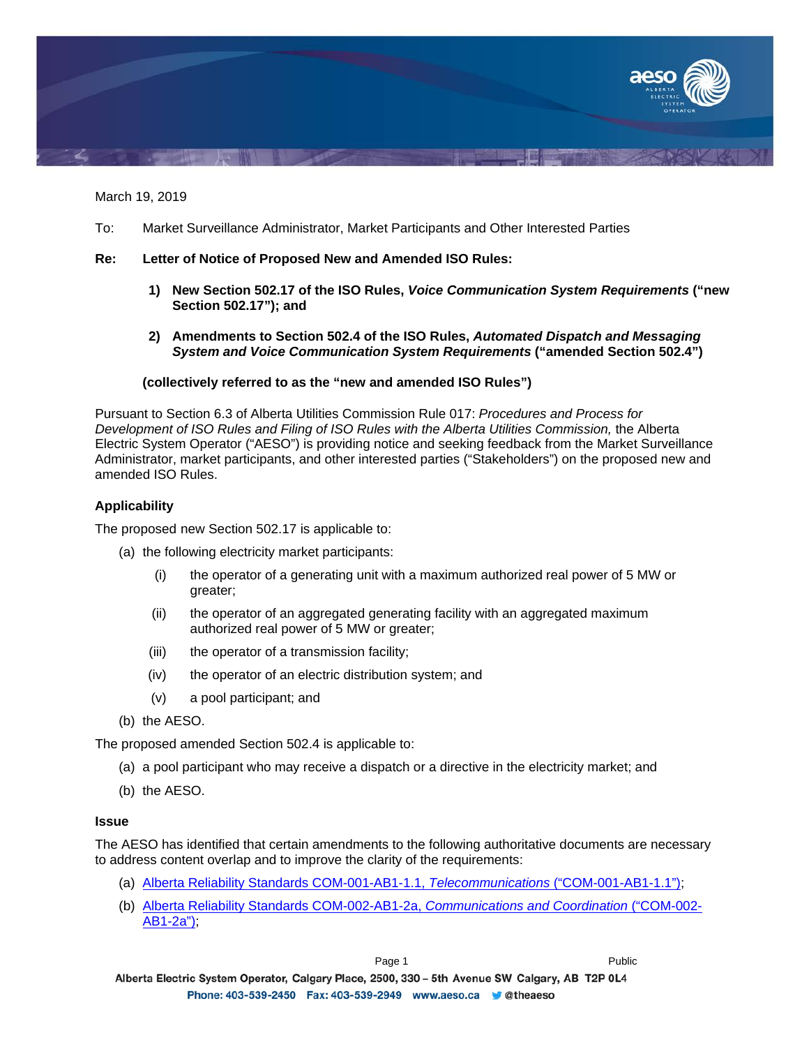March 19, 2019

To: Market Surveillance Administrator, Market Participants and Other Interested Parties

**Re: Letter of Notice of Proposed New and Amended ISO Rules:**

1) **New Section 502.17 of the ISO Rules, *Voice Communication System Requirements* ("new Section 502.17"); and**

2) **Amendments to Section 502.4 of the ISO Rules, *Automated Dispatch and Messaging System and Voice Communication System Requirements* ("amended Section 502.4")**

**(collectively referred to as the "new and amended ISO Rules")**

Pursuant to Section 6.3 of Alberta Utilities Commission Rule 017: *Procedures and Process for Development of ISO Rules and Filing of ISO Rules with the Alberta Utilities Commission,* the Alberta Electric System Operator ("AESO") is providing notice and seeking feedback from the Market Surveillance Administrator, market participants, and other interested parties ("Stakeholders") on the proposed new and amended ISO Rules.

### Applicability

The proposed new Section 502.17 is applicable to:

(a) the following electricity market participants:

  (i) the operator of a generating unit with a maximum authorized real power of 5 MW or greater;

  (ii) the operator of an aggregated generating facility with an aggregated maximum authorized real power of 5 MW or greater;

  (iii) the operator of a transmission facility;

  (iv) the operator of an electric distribution system; and

  (v) a pool participant; and

(b) the AESO.

The proposed amended Section 502.4 is applicable to:

(a) a pool participant who may receive a dispatch or a directive in the electricity market; and

(b) the AESO.

### Issue

The AESO has identified that certain amendments to the following authoritative documents are necessary to address content overlap and to improve the clarity of the requirements:

(a) Alberta Reliability Standards COM-001-AB1-1.1, *Telecommunications* ("COM-001-AB1-1.1");

(b) Alberta Reliability Standards COM-002-AB1-2a, *Communications and Coordination* ("COM-002-AB1-2a");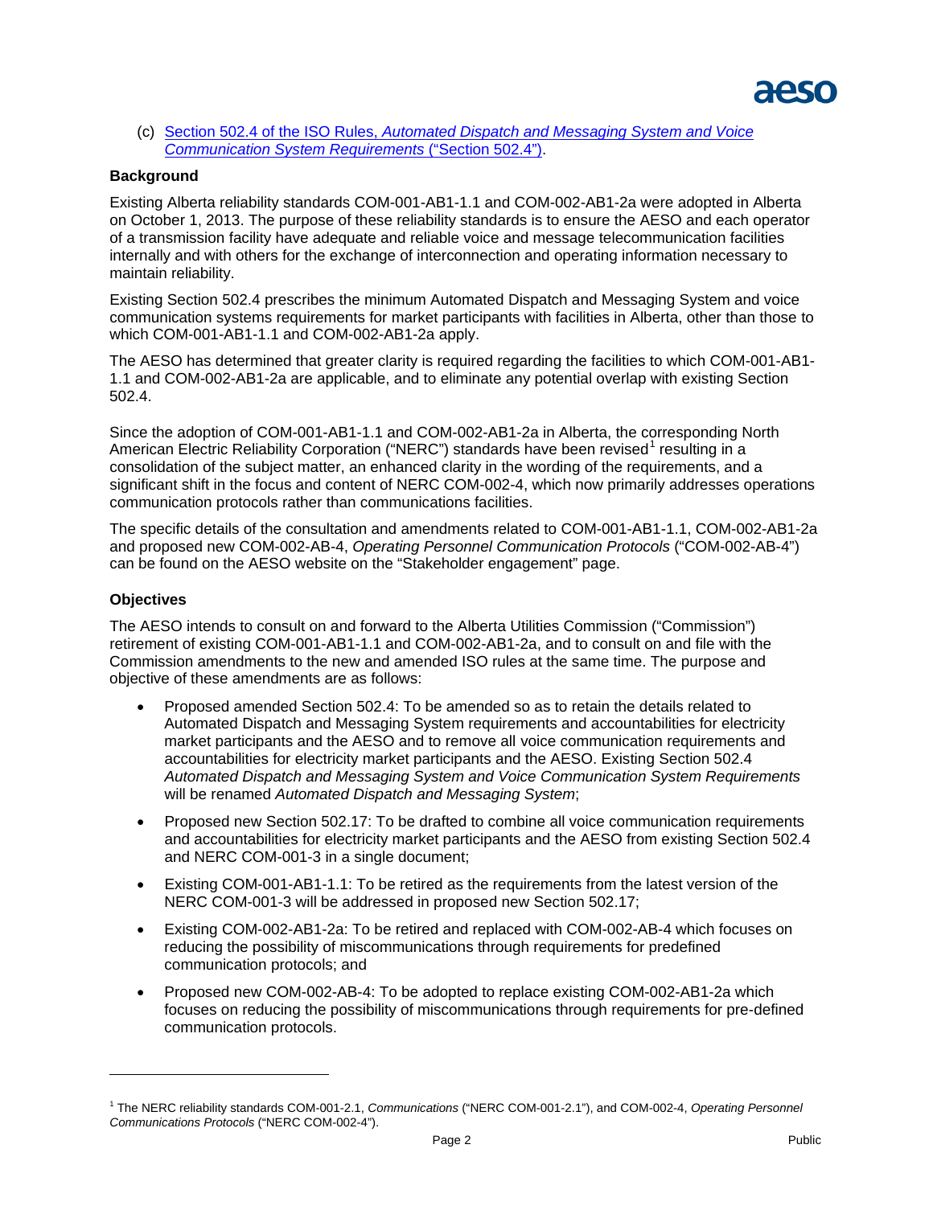(c) [Section 502.4 of the ISO Rules, *Automated Dispatch and Messaging System and Voice Communication System Requirements* ("Section 502.4")]().

**Background**

Existing Alberta reliability standards COM-001-AB1-1.1 and COM-002-AB1-2a were adopted in Alberta on October 1, 2013. The purpose of these reliability standards is to ensure the AESO and each operator of a transmission facility have adequate and reliable voice and message telecommunication facilities internally and with others for the exchange of interconnection and operating information necessary to maintain reliability.

Existing Section 502.4 prescribes the minimum Automated Dispatch and Messaging System and voice communication systems requirements for market participants with facilities in Alberta, other than those to which COM-001-AB1-1.1 and COM-002-AB1-2a apply.

The AESO has determined that greater clarity is required regarding the facilities to which COM-001-AB1-1.1 and COM-002-AB1-2a are applicable, and to eliminate any potential overlap with existing Section 502.4.

Since the adoption of COM-001-AB1-1.1 and COM-002-AB1-2a in Alberta, the corresponding North American Electric Reliability Corporation ("NERC") standards have been revised[1] resulting in a consolidation of the subject matter, an enhanced clarity in the wording of the requirements, and a significant shift in the focus and content of NERC COM-002-4, which now primarily addresses operations communication protocols rather than communications facilities.

The specific details of the consultation and amendments related to COM-001-AB1-1.1, COM-002-AB1-2a and proposed new COM-002-AB-4, *Operating Personnel Communication Protocols* ("COM-002-AB-4") can be found on the AESO website on the "Stakeholder engagement" page.

**Objectives**

The AESO intends to consult on and forward to the Alberta Utilities Commission ("Commission") retirement of existing COM-001-AB1-1.1 and COM-002-AB1-2a, and to consult on and file with the Commission amendments to the new and amended ISO rules at the same time. The purpose and objective of these amendments are as follows:

- Proposed amended Section 502.4: To be amended so as to retain the details related to Automated Dispatch and Messaging System requirements and accountabilities for electricity market participants and the AESO and to remove all voice communication requirements and accountabilities for electricity market participants and the AESO. Existing Section 502.4 *Automated Dispatch and Messaging System and Voice Communication System Requirements* will be renamed *Automated Dispatch and Messaging System*;
- Proposed new Section 502.17: To be drafted to combine all voice communication requirements and accountabilities for electricity market participants and the AESO from existing Section 502.4 and NERC COM-001-3 in a single document;
- Existing COM-001-AB1-1.1: To be retired as the requirements from the latest version of the NERC COM-001-3 will be addressed in proposed new Section 502.17;
- Existing COM-002-AB1-2a: To be retired and replaced with COM-002-AB-4 which focuses on reducing the possibility of miscommunications through requirements for predefined communication protocols; and
- Proposed new COM-002-AB-4: To be adopted to replace existing COM-002-AB1-2a which focuses on reducing the possibility of miscommunications through requirements for pre-defined communication protocols.

---

[1] The NERC reliability standards COM-001-2.1, *Communications* ("NERC COM-001-2.1"), and COM-002-4, *Operating Personnel Communications Protocols* ("NERC COM-002-4").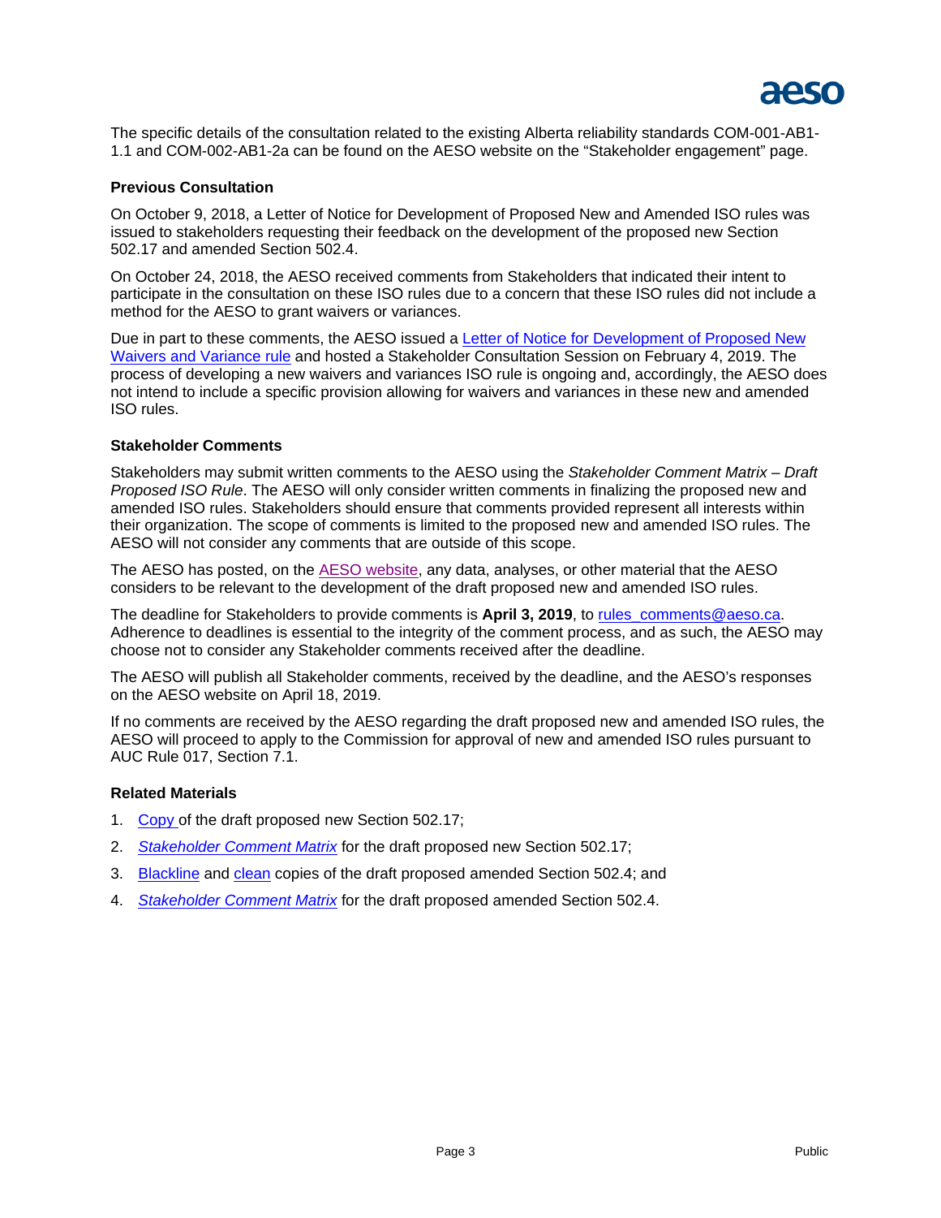The specific details of the consultation related to the existing Alberta reliability standards COM-001-AB1-1.1 and COM-002-AB1-2a can be found on the AESO website on the "Stakeholder engagement" page.

### Previous Consultation

On October 9, 2018, a Letter of Notice for Development of Proposed New and Amended ISO rules was issued to stakeholders requesting their feedback on the development of the proposed new Section 502.17 and amended Section 502.4.

On October 24, 2018, the AESO received comments from Stakeholders that indicated their intent to participate in the consultation on these ISO rules due to a concern that these ISO rules did not include a method for the AESO to grant waivers or variances.

Due in part to these comments, the AESO issued a Letter of Notice for Development of Proposed New Waivers and Variance rule and hosted a Stakeholder Consultation Session on February 4, 2019. The process of developing a new waivers and variances ISO rule is ongoing and, accordingly, the AESO does not intend to include a specific provision allowing for waivers and variances in these new and amended ISO rules.

### Stakeholder Comments

Stakeholders may submit written comments to the AESO using the *Stakeholder Comment Matrix – Draft Proposed ISO Rule*. The AESO will only consider written comments in finalizing the proposed new and amended ISO rules. Stakeholders should ensure that comments provided represent all interests within their organization. The scope of comments is limited to the proposed new and amended ISO rules. The AESO will not consider any comments that are outside of this scope.

The AESO has posted, on the AESO website, any data, analyses, or other material that the AESO considers to be relevant to the development of the draft proposed new and amended ISO rules.

The deadline for Stakeholders to provide comments is **April 3, 2019**, to rules_comments@aeso.ca. Adherence to deadlines is essential to the integrity of the comment process, and as such, the AESO may choose not to consider any Stakeholder comments received after the deadline.

The AESO will publish all Stakeholder comments, received by the deadline, and the AESO's responses on the AESO website on April 18, 2019.

If no comments are received by the AESO regarding the draft proposed new and amended ISO rules, the AESO will proceed to apply to the Commission for approval of new and amended ISO rules pursuant to AUC Rule 017, Section 7.1.

### Related Materials

1. Copy of the draft proposed new Section 502.17;
2. *Stakeholder Comment Matrix* for the draft proposed new Section 502.17;
3. Blackline and clean copies of the draft proposed amended Section 502.4; and
4. *Stakeholder Comment Matrix* for the draft proposed amended Section 502.4.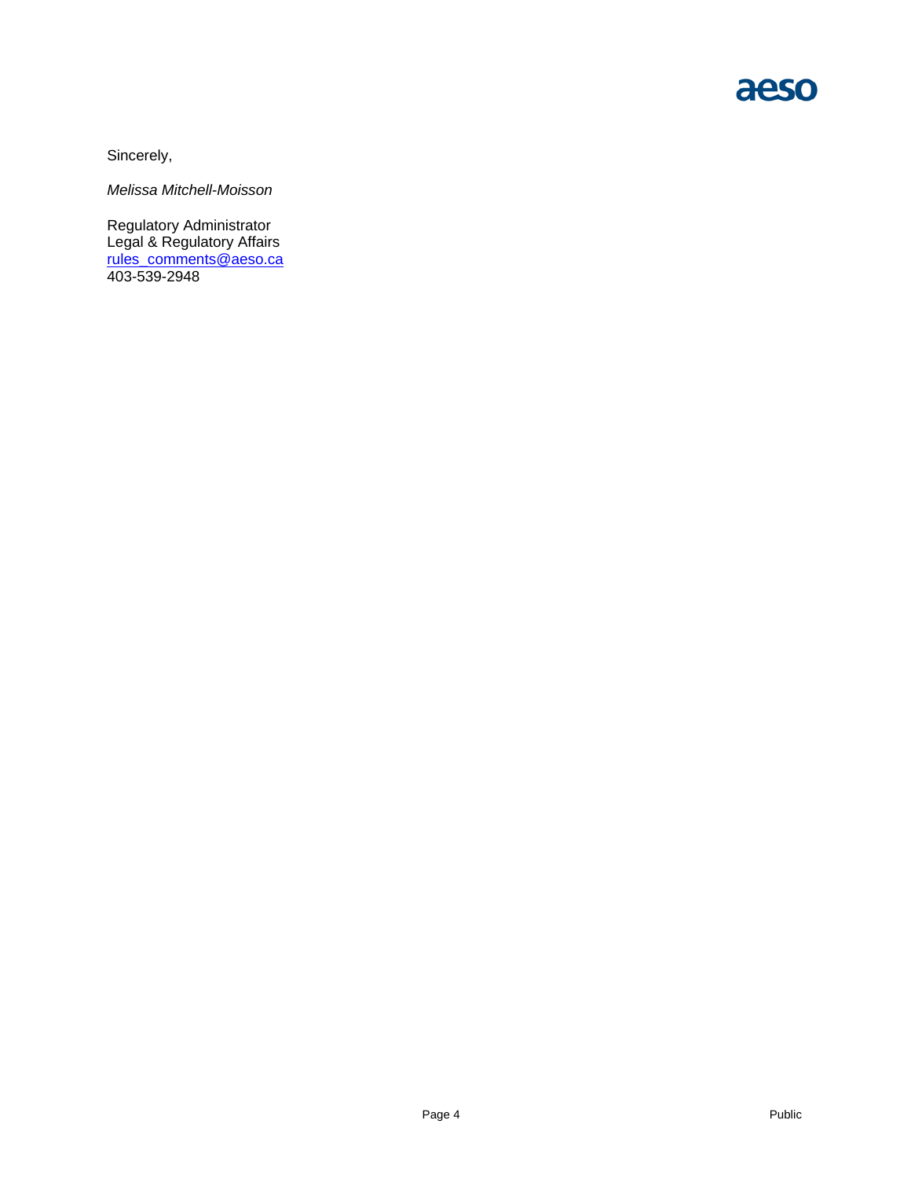Sincerely,

*Melissa Mitchell-Moisson*

Regulatory Administrator
Legal & Regulatory Affairs
rules_comments@aeso.ca
403-539-2948